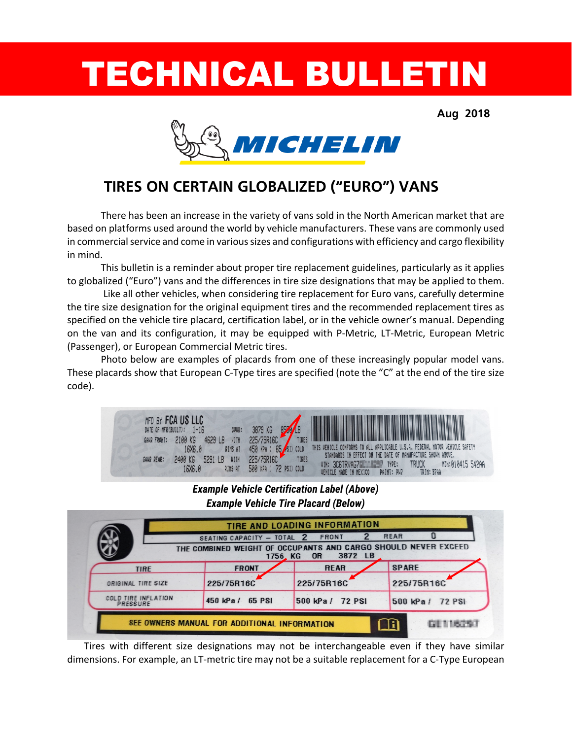# TECHNICAL BULLETIN

Aug 2018

MICHELIN

## TIRES ON CERTAIN GLOBALIZED ("EURO") VANS

There has been an increase in the variety of vans sold in the North American market that are based on platforms used around the world by vehicle manufacturers. These vans are commonly used in commercial service and come in various sizes and configurations with efficiency and cargo flexibility in mind.

This bulletin is a reminder about proper tire replacement guidelines, particularly as it applies to globalized ("Euro") vans and the differences in tire size designations that may be applied to them.

Like all other vehicles, when considering tire replacement for Euro vans, carefully determine the tire size designation for the original equipment tires and the recommended replacement tires as specified on the vehicle tire placard, certification label, or in the vehicle owner's manual. Depending on the van and its configuration, it may be equipped with P-Metric, LT-Metric, European Metric (Passenger), or European Commercial Metric tires.

Photo below are examples of placards from one of these increasingly popular model vans. These placards show that European C-Type tires are specified (note the "C" at the end of the tire size code).

MFD BY FCA US LLC
DATE OF MFR(BUILT): 1-16
GVWR: 3879 KG 8550 LB
GAWR FRONT: 2100 KG 4629 LB WITH 225/75R16C TIRES
16X6.0 RIMS AT 450 KPA ( 65 PSI) COLD
GAWR REAR: 2400 KG 5291 LB WITH 225/75R16C TIRES
16X6.0 RIMS AT 500 KPA ( 72 PSI) COLD
THIS VEHICLE CONFORMS TO ALL APPLICABLE U.S.A. FEDERAL MOTOR VEHICLE SAFETY STANDARDS IN EFFECT ON THE DATE OF MANUFACTURE SHOWN ABOVE.
VIN: 3C6TRVAG7 TYPE: TRUCK MDH:010415 542AA
VEHICLE MADE IN MEXICO PAINT: PW7 TRIM: B7AA

***Example Vehicle Certification Label (Above)***
***Example Vehicle Tire Placard (Below)***

TIRE AND LOADING INFORMATION

SEATING CAPACITY – TOTAL 2 FRONT 2 REAR 0

THE COMBINED WEIGHT OF OCCUPANTS AND CARGO SHOULD NEVER EXCEED 1756 KG OR 3872 LB

| TIRE | FRONT | REAR | SPARE |
|---|---|---|---|
| ORIGINAL TIRE SIZE | 225/75R16C | 225/75R16C | 225/75R16C |
| COLD TIRE INFLATION PRESSURE | 450 kPa / 65 PSI | 500 kPa / 72 PSI | 500 kPa / 72 PSI |

SEE OWNERS MANUAL FOR ADDITIONAL INFORMATION

Tires with different size designations may not be interchangeable even if they have similar dimensions. For example, an LT-metric tire may not be a suitable replacement for a C-Type European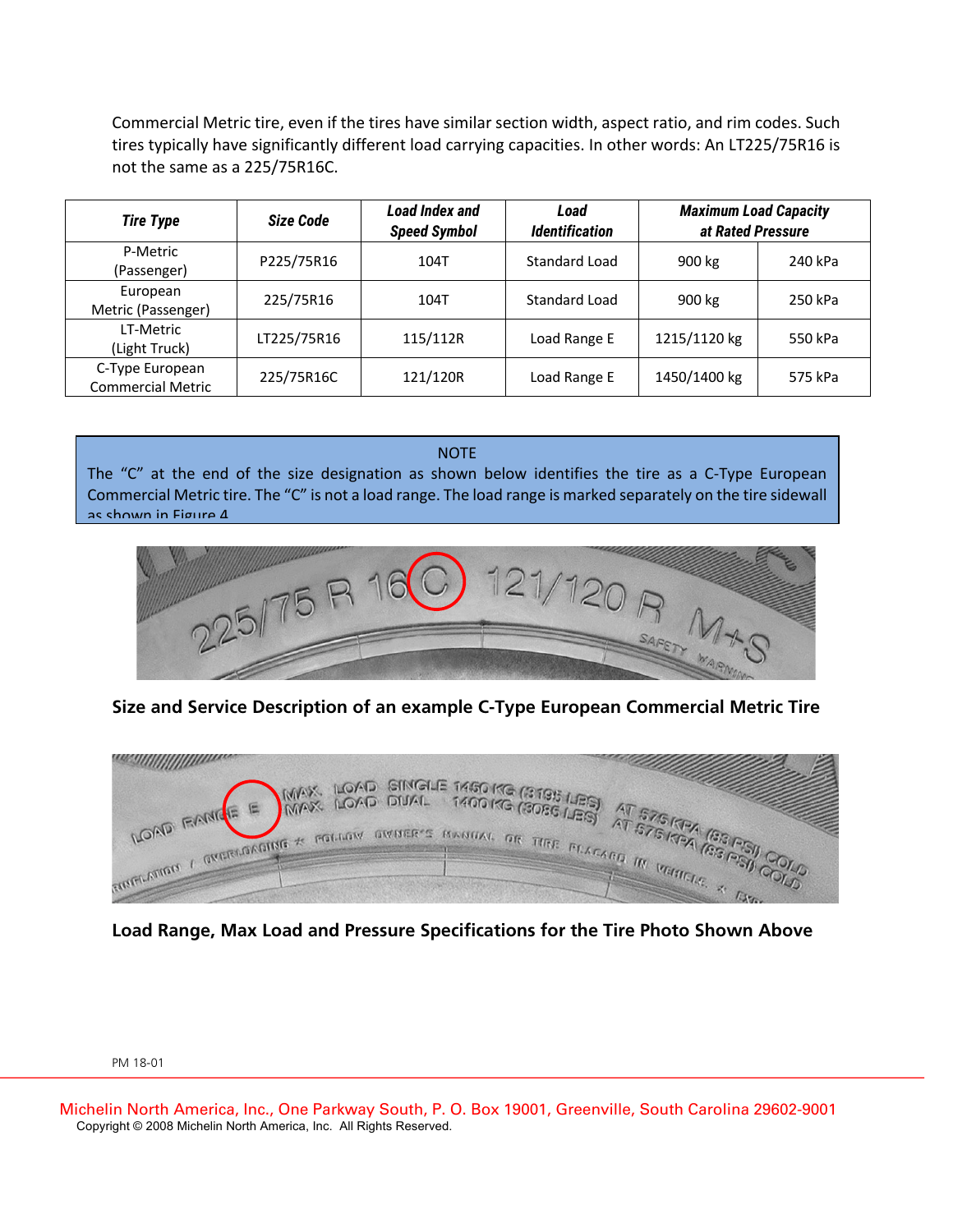Commercial Metric tire, even if the tires have similar section width, aspect ratio, and rim codes. Such tires typically have significantly different load carrying capacities. In other words: An LT225/75R16 is not the same as a 225/75R16C.

| *Tire Type* | *Size Code* | *Load Index and Speed Symbol* | *Load Identification* | *Maximum Load Capacity at Rated Pressure* | |
|---|---|---|---|---|---|
| P-Metric (Passenger) | P225/75R16 | 104T | Standard Load | 900 kg | 240 kPa |
| European Metric (Passenger) | 225/75R16 | 104T | Standard Load | 900 kg | 250 kPa |
| LT-Metric (Light Truck) | LT225/75R16 | 115/112R | Load Range E | 1215/1120 kg | 550 kPa |
| C-Type European Commercial Metric | 225/75R16C | 121/120R | Load Range E | 1450/1400 kg | 575 kPa |

NOTE

The "C" at the end of the size designation as shown below identifies the tire as a C-Type European Commercial Metric tire. The "C" is not a load range. The load range is marked separately on the tire sidewall as shown in Figure 4

**Size and Service Description of an example C-Type European Commercial Metric Tire**

**Load Range, Max Load and Pressure Specifications for the Tire Photo Shown Above**

PM 18-01

Michelin North America, Inc., One Parkway South, P. O. Box 19001, Greenville, South Carolina 29602-9001
Copyright © 2008 Michelin North America, Inc. All Rights Reserved.